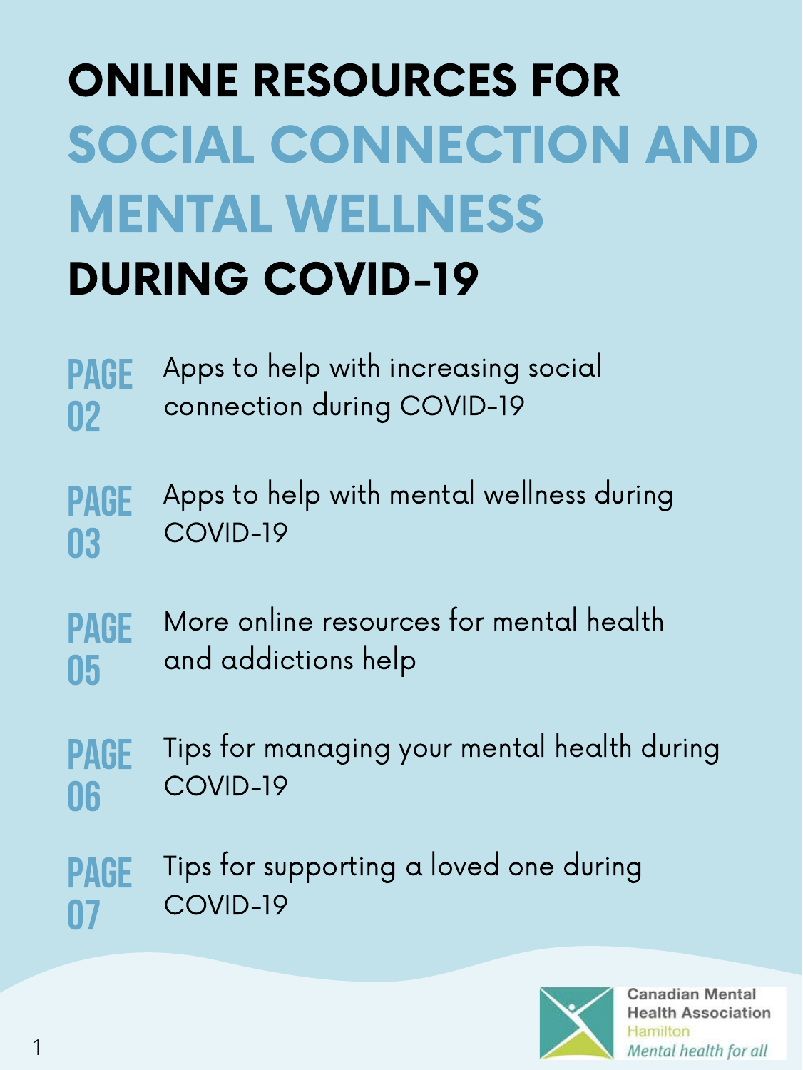# ONLINE RESOURCES FOR SOCIAL CONNECTION AND MENTAL WELLNESS DURING COVID-19

**PAGE 02** Apps to help with increasing social connection during COVID-19

**PAGE 03** Apps to help with mental wellness during COVID-19

**PAGE 05** More online resources for mental health and addictions help

**PAGE 06** Tips for managing your mental health during COVID-19

**PAGE 07** Tips for supporting a loved one during COVID-19

Canadian Mental Health Association
Hamilton
*Mental health for all*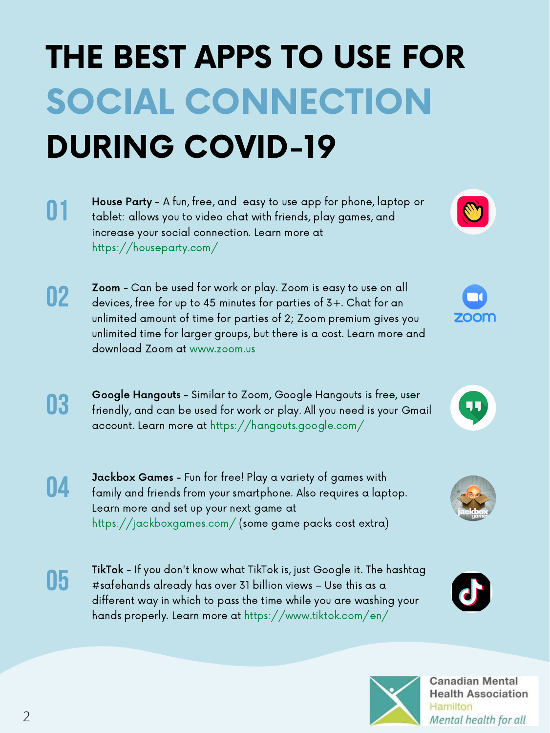# THE BEST APPS TO USE FOR SOCIAL CONNECTION DURING COVID-19

01 **House Party** - A fun, free, and easy to use app for phone, laptop or tablet: allows you to video chat with friends, play games, and increase your social connection. Learn more at https://houseparty.com/

02 **Zoom** - Can be used for work or play. Zoom is easy to use on all devices, free for up to 45 minutes for parties of 3+. Chat for an unlimited amount of time for parties of 2; Zoom premium gives you unlimited time for larger groups, but there is a cost. Learn more and download Zoom at www.zoom.us

03 **Google Hangouts** - Similar to Zoom, Google Hangouts is free, user friendly, and can be used for work or play. All you need is your Gmail account. Learn more at https://hangouts.google.com/

04 **Jackbox Games** - Fun for free! Play a variety of games with family and friends from your smartphone. Also requires a laptop. Learn more and set up your next game at https://jackboxgames.com/ (some game packs cost extra)

05 **TikTok** - If you don't know what TikTok is, just Google it. The hashtag #safehands already has over 31 billion views – Use this as a different way in which to pass the time while you are washing your hands properly. Learn more at https://www.tiktok.com/en/

Canadian Mental Health Association
Hamilton
*Mental health for all*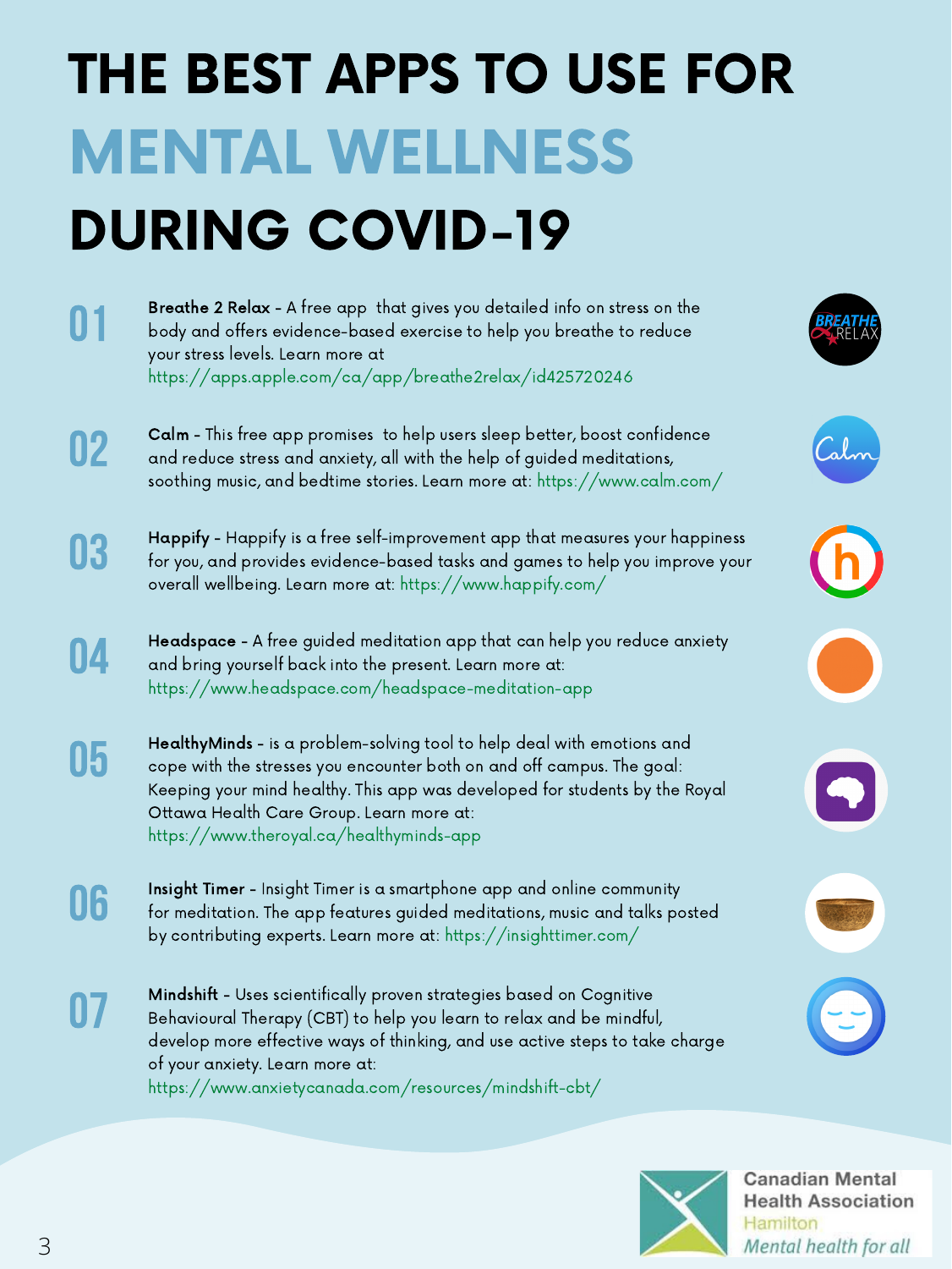# THE BEST APPS TO USE FOR MENTAL WELLNESS DURING COVID-19

**01**

**Breathe 2 Relax** - A free app that gives you detailed info on stress on the body and offers evidence-based exercise to help you breathe to reduce your stress levels. Learn more at https://apps.apple.com/ca/app/breathe2relax/id425720246

**02**

**Calm** - This free app promises to help users sleep better, boost confidence and reduce stress and anxiety, all with the help of guided meditations, soothing music, and bedtime stories. Learn more at: https://www.calm.com/

**03**

**Happify** - Happify is a free self-improvement app that measures your happiness for you, and provides evidence-based tasks and games to help you improve your overall wellbeing. Learn more at: https://www.happify.com/

**04**

**Headspace** - A free guided meditation app that can help you reduce anxiety and bring yourself back into the present. Learn more at: https://www.headspace.com/headspace-meditation-app

**05**

**HealthyMinds** - is a problem-solving tool to help deal with emotions and cope with the stresses you encounter both on and off campus. The goal: Keeping your mind healthy. This app was developed for students by the Royal Ottawa Health Care Group. Learn more at: https://www.theroyal.ca/healthyminds-app

**06**

**Insight Timer** - Insight Timer is a smartphone app and online community for meditation. The app features guided meditations, music and talks posted by contributing experts. Learn more at: https://insighttimer.com/

**07**

**Mindshift** - Uses scientifically proven strategies based on Cognitive Behavioural Therapy (CBT) to help you learn to relax and be mindful, develop more effective ways of thinking, and use active steps to take charge of your anxiety. Learn more at: https://www.anxietycanada.com/resources/mindshift-cbt/

Canadian Mental Health Association
Hamilton
*Mental health for all*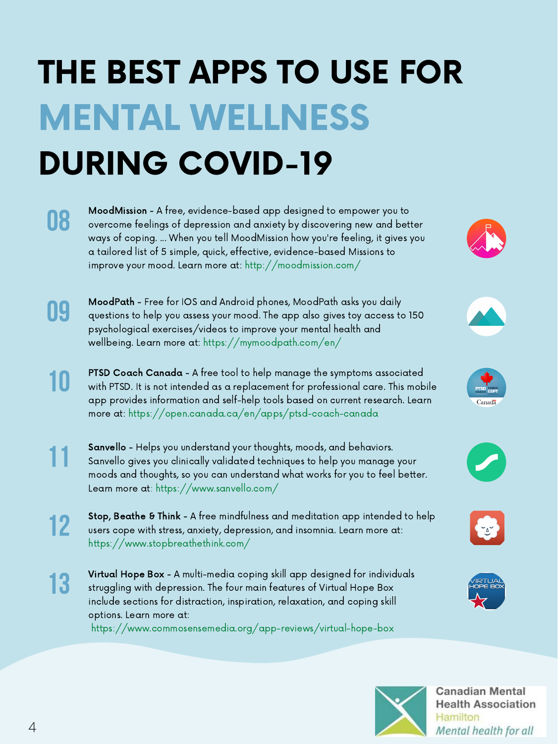# THE BEST APPS TO USE FOR MENTAL WELLNESS DURING COVID-19

**08** **MoodMission** - A free, evidence-based app designed to empower you to overcome feelings of depression and anxiety by discovering new and better ways of coping. ... When you tell MoodMission how you're feeling, it gives you a tailored list of 5 simple, quick, effective, evidence-based Missions to improve your mood. Learn more at: http://moodmission.com/

**09** **MoodPath** - Free for IOS and Android phones, MoodPath asks you daily questions to help you assess your mood. The app also gives toy access to 150 psychological exercises/videos to improve your mental health and wellbeing. Learn more at: https://mymoodpath.com/en/

**10** **PTSD Coach Canada** - A free tool to help manage the symptoms associated with PTSD. It is not intended as a replacement for professional care. This mobile app provides information and self-help tools based on current research. Learn more at: https://open.canada.ca/en/apps/ptsd-coach-canada

**11** **Sanvello** - Helps you understand your thoughts, moods, and behaviors. Sanvello gives you clinically validated techniques to help you manage your moods and thoughts, so you can understand what works for you to feel better. Learn more at: https://www.sanvello.com/

**12** **Stop, Beathe & Think** - A free mindfulness and meditation app intended to help users cope with stress, anxiety, depression, and insomnia. Learn more at: https://www.stopbreathethink.com/

**13** **Virtual Hope Box** - A multi-media coping skill app designed for individuals struggling with depression. The four main features of Virtual Hope Box include sections for distraction, inspiration, relaxation, and coping skill options. Learn more at: https://www.commosensemedia.org/app-reviews/virtual-hope-box

Canadian Mental Health Association Hamilton
*Mental health for all*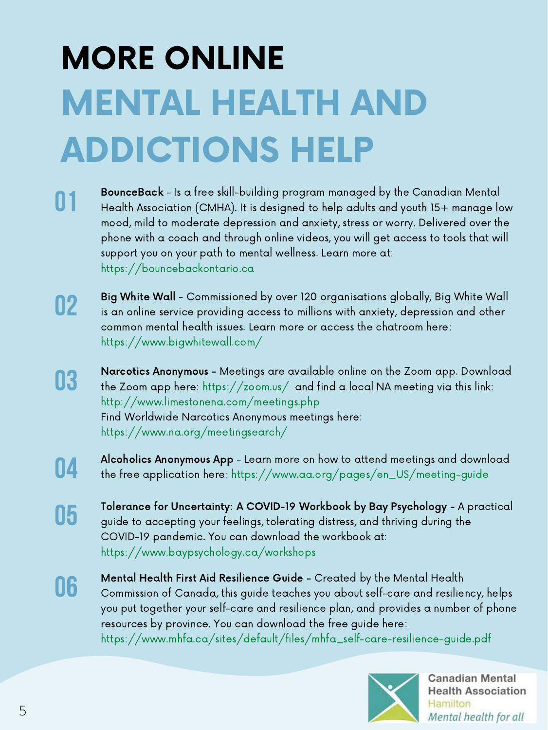# MORE ONLINE MENTAL HEALTH AND ADDICTIONS HELP

**01** **BounceBack** - Is a free skill-building program managed by the Canadian Mental Health Association (CMHA). It is designed to help adults and youth 15+ manage low mood, mild to moderate depression and anxiety, stress or worry. Delivered over the phone with a coach and through online videos, you will get access to tools that will support you on your path to mental wellness. Learn more at: https://bouncebackontario.ca

**02** **Big White Wall** - Commissioned by over 120 organisations globally, Big White Wall is an online service providing access to millions with anxiety, depression and other common mental health issues. Learn more or access the chatroom here: https://www.bigwhitewall.com/

**03** **Narcotics Anonymous** - Meetings are available online on the Zoom app. Download the Zoom app here: https://zoom.us/ and find a local NA meeting via this link: http://www.limestonena.com/meetings.php
Find Worldwide Narcotics Anonymous meetings here: https://www.na.org/meetingsearch/

**04** **Alcoholics Anonymous App** - Learn more on how to attend meetings and download the free application here: https://www.aa.org/pages/en_US/meeting-guide

**05** **Tolerance for Uncertainty: A COVID-19 Workbook by Bay Psychology** - A practical guide to accepting your feelings, tolerating distress, and thriving during the COVID-19 pandemic. You can download the workbook at: https://www.baypsychology.ca/workshops

**06** **Mental Health First Aid Resilience Guide** - Created by the Mental Health Commission of Canada, this guide teaches you about self-care and resiliency, helps you put together your self-care and resilience plan, and provides a number of phone resources by province. You can download the free guide here: https://www.mhfa.ca/sites/default/files/mhfa_self-care-resilience-guide.pdf

Canadian Mental Health Association
Hamilton
*Mental health for all*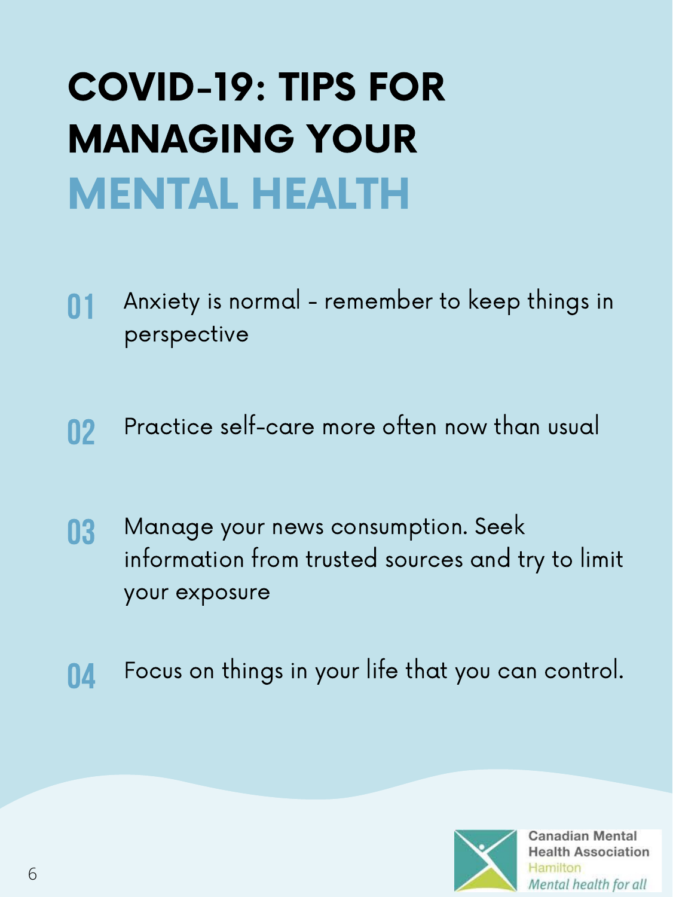# COVID-19: TIPS FOR MANAGING YOUR MENTAL HEALTH

**01** Anxiety is normal - remember to keep things in perspective

**02** Practice self-care more often now than usual

**03** Manage your news consumption. Seek information from trusted sources and try to limit your exposure

**04** Focus on things in your life that you can control.

Canadian Mental Health Association
Hamilton
*Mental health for all*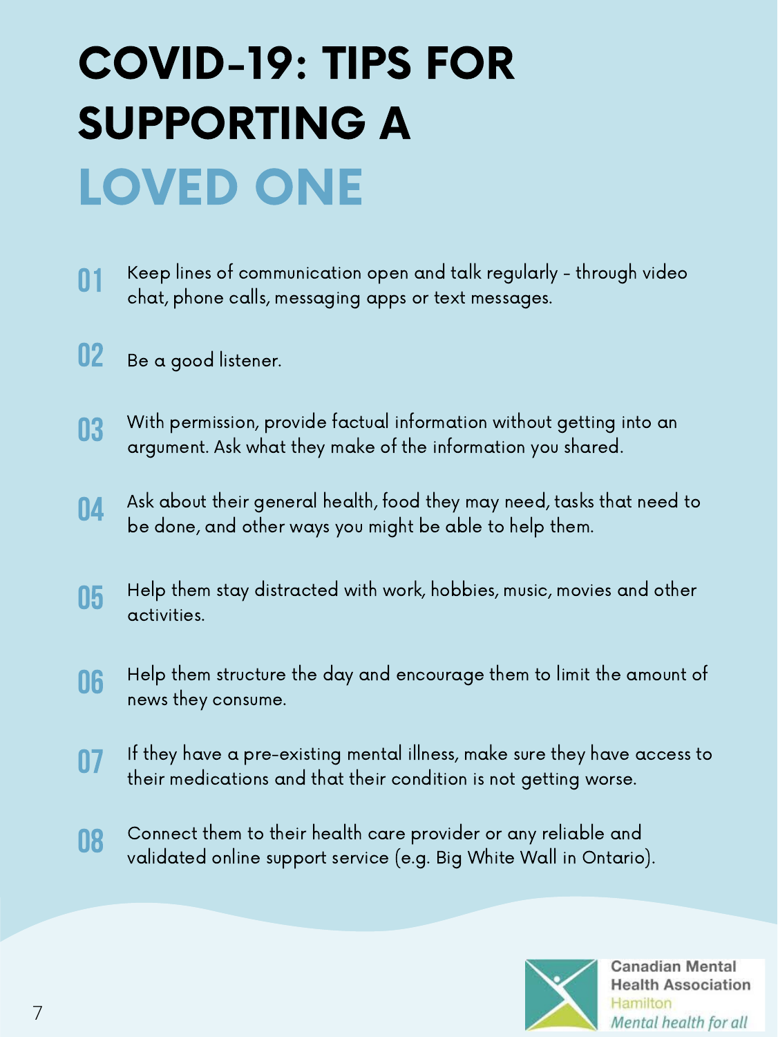# COVID-19: TIPS FOR SUPPORTING A LOVED ONE

01 Keep lines of communication open and talk regularly - through video chat, phone calls, messaging apps or text messages.

02 Be a good listener.

03 With permission, provide factual information without getting into an argument. Ask what they make of the information you shared.

04 Ask about their general health, food they may need, tasks that need to be done, and other ways you might be able to help them.

05 Help them stay distracted with work, hobbies, music, movies and other activities.

06 Help them structure the day and encourage them to limit the amount of news they consume.

07 If they have a pre-existing mental illness, make sure they have access to their medications and that their condition is not getting worse.

08 Connect them to their health care provider or any reliable and validated online support service (e.g. Big White Wall in Ontario).

Canadian Mental Health Association
Hamilton
*Mental health for all*